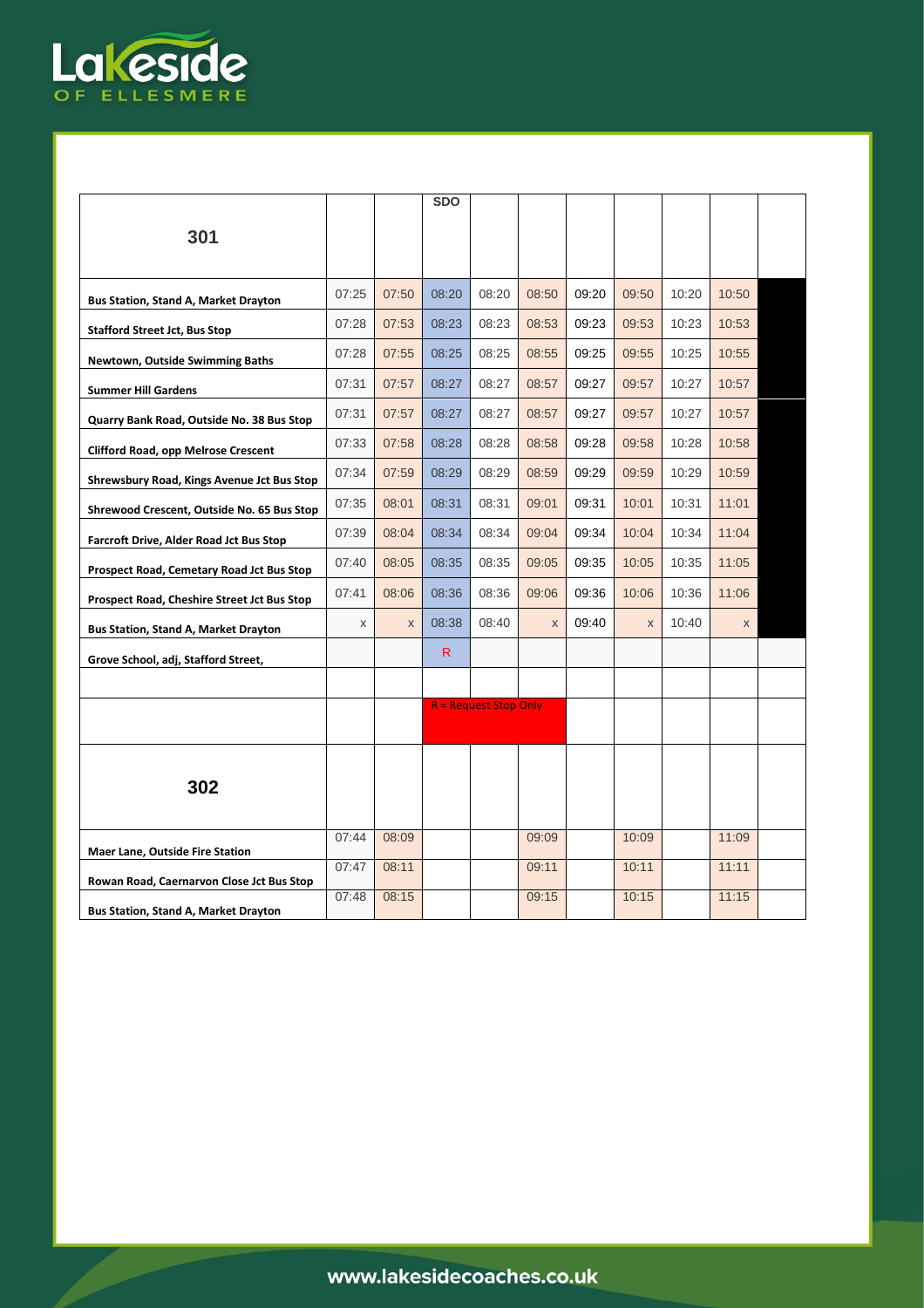# Lakeside OF ELLESMERE

| 301 | | | SDO | | | | | | | |
|---|---|---|---|---|---|---|---|---|---|---|
| Bus Station, Stand A, Market Drayton | 07:25 | 07:50 | 08:20 | 08:20 | 08:50 | 09:20 | 09:50 | 10:20 | 10:50 | |
| Stafford Street Jct, Bus Stop | 07:28 | 07:53 | 08:23 | 08:23 | 08:53 | 09:23 | 09:53 | 10:23 | 10:53 | |
| Newtown, Outside Swimming Baths | 07:28 | 07:55 | 08:25 | 08:25 | 08:55 | 09:25 | 09:55 | 10:25 | 10:55 | |
| Summer Hill Gardens | 07:31 | 07:57 | 08:27 | 08:27 | 08:57 | 09:27 | 09:57 | 10:27 | 10:57 | |
| Quarry Bank Road, Outside No. 38 Bus Stop | 07:31 | 07:57 | 08:27 | 08:27 | 08:57 | 09:27 | 09:57 | 10:27 | 10:57 | |
| Clifford Road, opp Melrose Crescent | 07:33 | 07:58 | 08:28 | 08:28 | 08:58 | 09:28 | 09:58 | 10:28 | 10:58 | |
| Shrewsbury Road, Kings Avenue Jct Bus Stop | 07:34 | 07:59 | 08:29 | 08:29 | 08:59 | 09:29 | 09:59 | 10:29 | 10:59 | |
| Shrewood Crescent, Outside No. 65 Bus Stop | 07:35 | 08:01 | 08:31 | 08:31 | 09:01 | 09:31 | 10:01 | 10:31 | 11:01 | |
| Farcroft Drive, Alder Road Jct Bus Stop | 07:39 | 08:04 | 08:34 | 08:34 | 09:04 | 09:34 | 10:04 | 10:34 | 11:04 | |
| Prospect Road, Cemetary Road Jct Bus Stop | 07:40 | 08:05 | 08:35 | 08:35 | 09:05 | 09:35 | 10:05 | 10:35 | 11:05 | |
| Prospect Road, Cheshire Street Jct Bus Stop | 07:41 | 08:06 | 08:36 | 08:36 | 09:06 | 09:36 | 10:06 | 10:36 | 11:06 | |
| Bus Station, Stand A, Market Drayton | x | x | 08:38 | 08:40 | x | 09:40 | x | 10:40 | x | |
| Grove School, adj, Stafford Street, | | | R | | | | | | | |
| | | | | | | | | | | |
| | | | R = Request Stop Only | | | | | | | |
| **302** | | | | | | | | | | |
| Maer Lane, Outside Fire Station | 07:44 | 08:09 | | | 09:09 | | 10:09 | | 11:09 | |
| Rowan Road, Caernarvon Close Jct Bus Stop | 07:47 | 08:11 | | | 09:11 | | 10:11 | | 11:11 | |
| Bus Station, Stand A, Market Drayton | 07:48 | 08:15 | | | 09:15 | | 10:15 | | 11:15 | |

www.lakesidecoaches.co.uk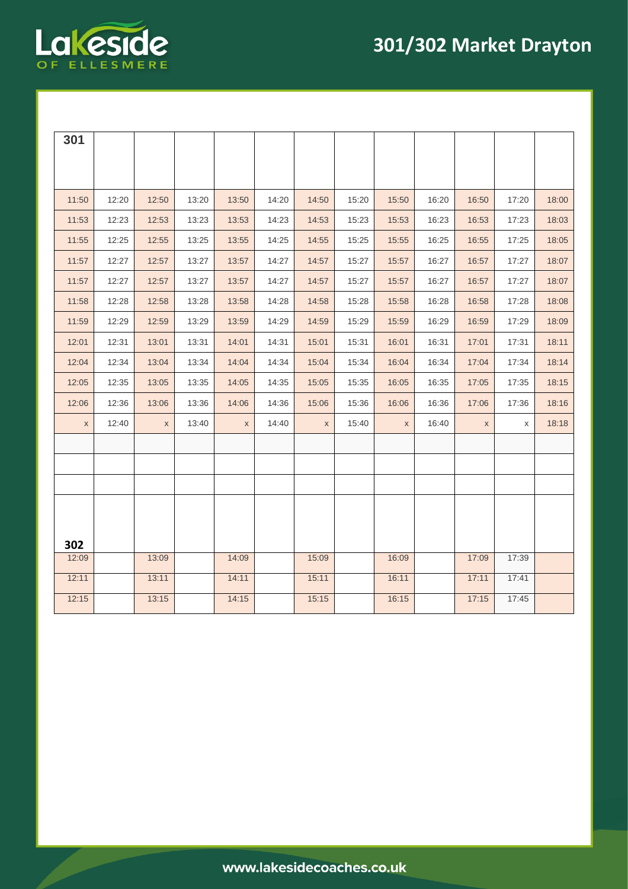# 301/302 Market Drayton

| 301 | | | | | | | | | | | | |
|---|---|---|---|---|---|---|---|---|---|---|---|---|
| 11:50 | 12:20 | 12:50 | 13:20 | 13:50 | 14:20 | 14:50 | 15:20 | 15:50 | 16:20 | 16:50 | 17:20 | 18:00 |
| 11:53 | 12:23 | 12:53 | 13:23 | 13:53 | 14:23 | 14:53 | 15:23 | 15:53 | 16:23 | 16:53 | 17:23 | 18:03 |
| 11:55 | 12:25 | 12:55 | 13:25 | 13:55 | 14:25 | 14:55 | 15:25 | 15:55 | 16:25 | 16:55 | 17:25 | 18:05 |
| 11:57 | 12:27 | 12:57 | 13:27 | 13:57 | 14:27 | 14:57 | 15:27 | 15:57 | 16:27 | 16:57 | 17:27 | 18:07 |
| 11:57 | 12:27 | 12:57 | 13:27 | 13:57 | 14:27 | 14:57 | 15:27 | 15:57 | 16:27 | 16:57 | 17:27 | 18:07 |
| 11:58 | 12:28 | 12:58 | 13:28 | 13:58 | 14:28 | 14:58 | 15:28 | 15:58 | 16:28 | 16:58 | 17:28 | 18:08 |
| 11:59 | 12:29 | 12:59 | 13:29 | 13:59 | 14:29 | 14:59 | 15:29 | 15:59 | 16:29 | 16:59 | 17:29 | 18:09 |
| 12:01 | 12:31 | 13:01 | 13:31 | 14:01 | 14:31 | 15:01 | 15:31 | 16:01 | 16:31 | 17:01 | 17:31 | 18:11 |
| 12:04 | 12:34 | 13:04 | 13:34 | 14:04 | 14:34 | 15:04 | 15:34 | 16:04 | 16:34 | 17:04 | 17:34 | 18:14 |
| 12:05 | 12:35 | 13:05 | 13:35 | 14:05 | 14:35 | 15:05 | 15:35 | 16:05 | 16:35 | 17:05 | 17:35 | 18:15 |
| 12:06 | 12:36 | 13:06 | 13:36 | 14:06 | 14:36 | 15:06 | 15:36 | 16:06 | 16:36 | 17:06 | 17:36 | 18:16 |
| x | 12:40 | x | 13:40 | x | 14:40 | x | 15:40 | x | 16:40 | x | x | 18:18 |
| | | | | | | | | | | | | |
| | | | | | | | | | | | | |
| | | | | | | | | | | | | |
| 302 | | | | | | | | | | | | |
| 12:09 | | 13:09 | | 14:09 | | 15:09 | | 16:09 | | 17:09 | 17:39 | |
| 12:11 | | 13:11 | | 14:11 | | 15:11 | | 16:11 | | 17:11 | 17:41 | |
| 12:15 | | 13:15 | | 14:15 | | 15:15 | | 16:15 | | 17:15 | 17:45 | |